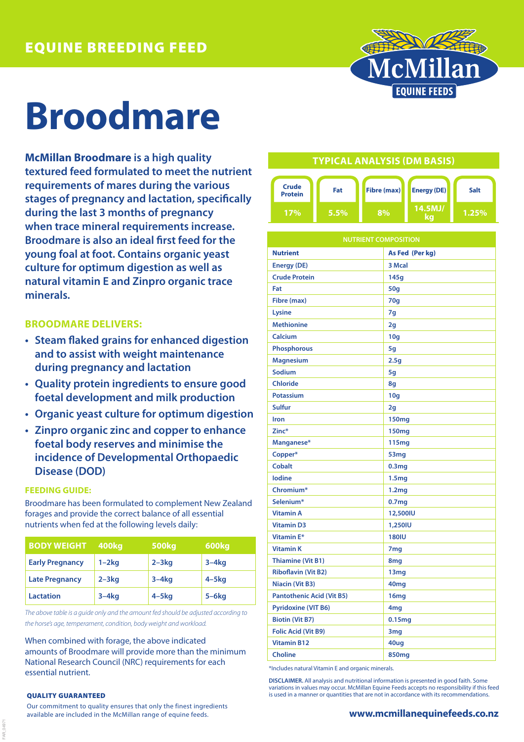EQUINE BREEDING FEED

McMillan EQUINE FEEDS

# Broodmare

**McMillan Broodmare** is a high quality textured feed formulated to meet the nutrient requirements of mares during the various stages of pregnancy and lactation, specifically during the last 3 months of pregnancy when trace mineral requirements increase. Broodmare is also an ideal first feed for the young foal at foot. Contains organic yeast culture for optimum digestion as well as natural vitamin E and Zinpro organic trace minerals.

## BROODMARE DELIVERS:

- Steam flaked grains for enhanced digestion and to assist with weight maintenance during pregnancy and lactation
- Quality protein ingredients to ensure good foetal development and milk production
- Organic yeast culture for optimum digestion
- Zinpro organic zinc and copper to enhance foetal body reserves and minimise the incidence of Developmental Orthopaedic Disease (DOD)

### FEEDING GUIDE:

Broodmare has been formulated to complement New Zealand forages and provide the correct balance of all essential nutrients when fed at the following levels daily:

| BODY WEIGHT | 400kg | 500kg | 600kg |
|---|---|---|---|
| Early Pregnancy | 1–2kg | 2–3kg | 3–4kg |
| Late Pregnancy | 2–3kg | 3–4kg | 4–5kg |
| Lactation | 3–4kg | 4–5kg | 5–6kg |

*The above table is a guide only and the amount fed should be adjusted according to the horse's age, temperament, condition, body weight and workload.*

When combined with forage, the above indicated amounts of Broodmare will provide more than the minimum National Research Council (NRC) requirements for each essential nutrient.

### QUALITY GUARANTEED

Our commitment to quality ensures that only the finest ingredients available are included in the McMillan range of equine feeds.

## TYPICAL ANALYSIS (DM BASIS)

| Crude Protein | Fat | Fibre (max) | Energy (DE) | Salt |
|---|---|---|---|---|
| 17% | 5.5% | 8% | 14.5MJ/kg | 1.25% |

| NUTRIENT COMPOSITION | |
|---|---|
| **Nutrient** | **As Fed (Per kg)** |
| Energy (DE) | 3 Mcal |
| Crude Protein | 145g |
| Fat | 50g |
| Fibre (max) | 70g |
| Lysine | 7g |
| Methionine | 2g |
| Calcium | 10g |
| Phosphorous | 5g |
| Magnesium | 2.5g |
| Sodium | 5g |
| Chloride | 8g |
| Potassium | 10g |
| Sulfur | 2g |
| Iron | 150mg |
| Zinc* | 150mg |
| Manganese* | 115mg |
| Copper* | 53mg |
| Cobalt | 0.3mg |
| Iodine | 1.5mg |
| Chromium* | 1.2mg |
| Selenium* | 0.7mg |
| Vitamin A | 12,500IU |
| Vitamin D3 | 1,250IU |
| Vitamin E* | 180IU |
| Vitamin K | 7mg |
| Thiamine (Vit B1) | 8mg |
| Riboflavin (Vit B2) | 13mg |
| Niacin (Vit B3) | 40mg |
| Pantothenic Acid (Vit B5) | 16mg |
| Pyridoxine (VIT B6) | 4mg |
| Biotin (Vit B7) | 0.15mg |
| Folic Acid (Vit B9) | 3mg |
| Vitamin B12 | 40ug |
| Choline | 850mg |

*Includes natural Vitamin E and organic minerals.

**DISCLAIMER.** All analysis and nutritional information is presented in good faith. Some variations in values may occur. McMillan Equine Feeds accepts no responsibility if this feed is used in a manner or quantities that are not in accordance with its recommendations.

**www.mcmillanequinefeeds.co.nz**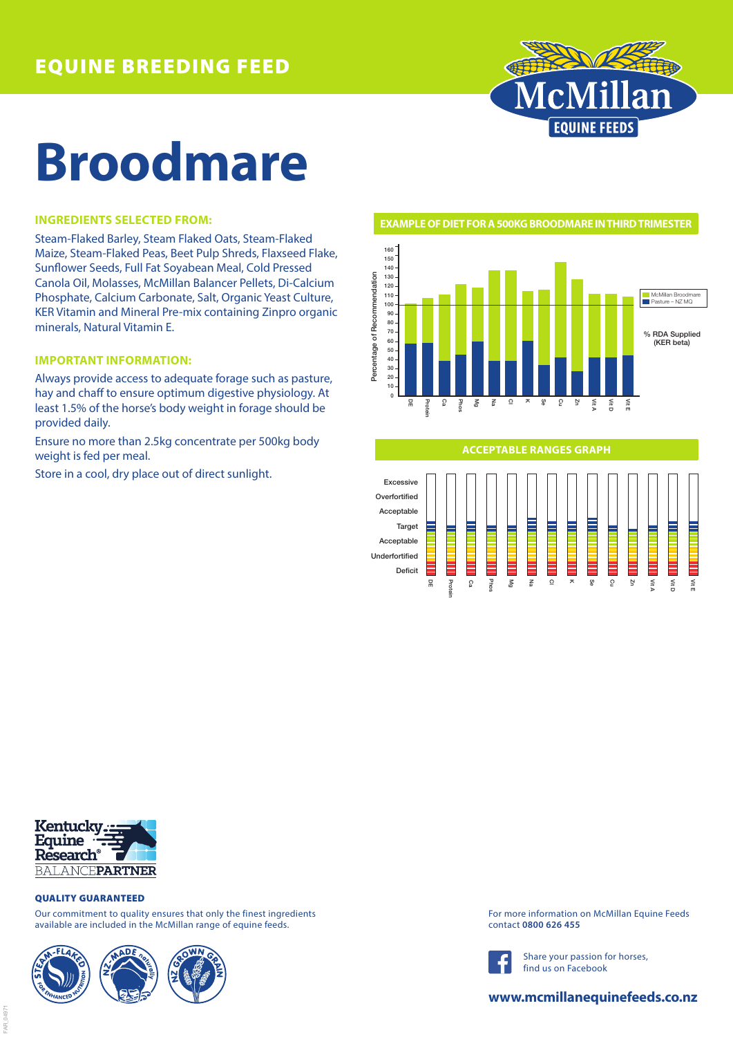EQUINE BREEDING FEED

McMillan EQUINE FEEDS

# Broodmare

## INGREDIENTS SELECTED FROM:

Steam-Flaked Barley, Steam Flaked Oats, Steam-Flaked Maize, Steam-Flaked Peas, Beet Pulp Shreds, Flaxseed Flake, Sunflower Seeds, Full Fat Soyabean Meal, Cold Pressed Canola Oil, Molasses, McMillan Balancer Pellets, Di-Calcium Phosphate, Calcium Carbonate, Salt, Organic Yeast Culture, KER Vitamin and Mineral Pre-mix containing Zinpro organic minerals, Natural Vitamin E.

## IMPORTANT INFORMATION:

Always provide access to adequate forage such as pasture, hay and chaff to ensure optimum digestive physiology. At least 1.5% of the horse's body weight in forage should be provided daily.

Ensure no more than 2.5kg concentrate per 500kg body weight is fed per meal.

Store in a cool, dry place out of direct sunlight.

## EXAMPLE OF DIET FOR A 500KG BROODMARE IN THIRD TRIMESTER

Percentage of Recommendation

0 10 20 30 40 50 60 70 80 90 100 110 120 130 140 150 160

DE Protein Ca Phos Mg Na Cl K Se Cu Zn Vit A Vit D Vit E

McMillan Broodmare

Pasture – NZ MQ

% RDA Supplied (KER beta)

## ACCEPTABLE RANGES GRAPH

Excessive
Overfortified
Acceptable
Target
Acceptable
Underfortified
Deficit

DE Protein Ca Phos Mg Na Cl K Se Cu Zn Vit A Vit D Vit E

Kentucky Equine Research® BALANCEPARTNER

## QUALITY GUARANTEED

Our commitment to quality ensures that only the finest ingredients available are included in the McMillan range of equine feeds.

STEAM-FLAKED FOR ENHANCED NUTRITION · NZ-MADE naturally · NZ GROWN GRAIN

For more information on McMillan Equine Feeds contact **0800 626 455**

Share your passion for horses, find us on Facebook

**www.mcmillanequinefeeds.co.nz**